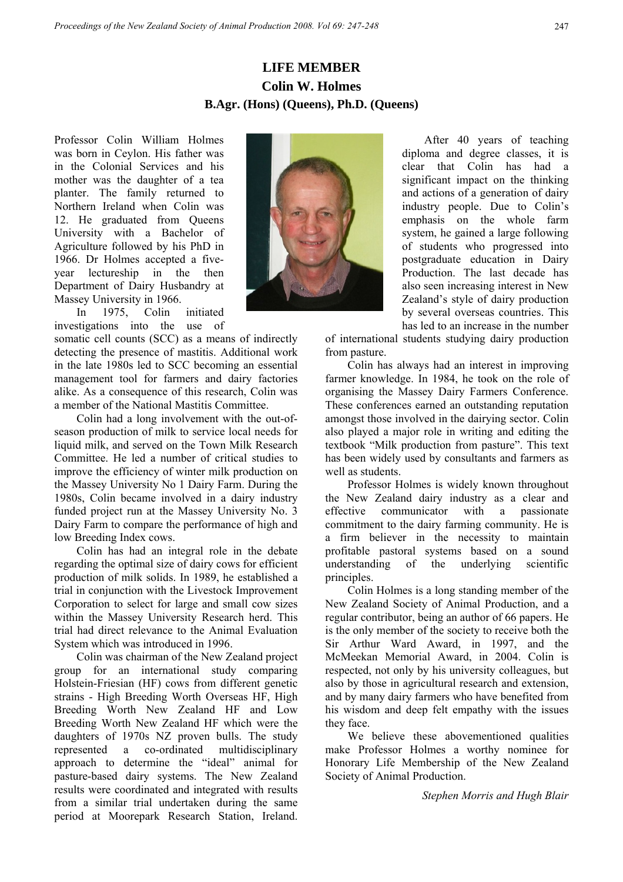# LIFE MEMBER

## Colin W. Holmes

### B.Agr. (Hons) (Queens), Ph.D. (Queens)

Professor Colin William Holmes was born in Ceylon. His father was in the Colonial Services and his mother was the daughter of a tea planter. The family returned to Northern Ireland when Colin was 12. He graduated from Queens University with a Bachelor of Agriculture followed by his PhD in 1966. Dr Holmes accepted a five-year lectureship in the then Department of Dairy Husbandry at Massey University in 1966.

In 1975, Colin initiated investigations into the use of somatic cell counts (SCC) as a means of indirectly detecting the presence of mastitis. Additional work in the late 1980s led to SCC becoming an essential management tool for farmers and dairy factories alike. As a consequence of this research, Colin was a member of the National Mastitis Committee.

Colin had a long involvement with the out-of-season production of milk to service local needs for liquid milk, and served on the Town Milk Research Committee. He led a number of critical studies to improve the efficiency of winter milk production on the Massey University No 1 Dairy Farm. During the 1980s, Colin became involved in a dairy industry funded project run at the Massey University No. 3 Dairy Farm to compare the performance of high and low Breeding Index cows.

Colin has had an integral role in the debate regarding the optimal size of dairy cows for efficient production of milk solids. In 1989, he established a trial in conjunction with the Livestock Improvement Corporation to select for large and small cow sizes within the Massey University Research herd. This trial had direct relevance to the Animal Evaluation System which was introduced in 1996.

Colin was chairman of the New Zealand project group for an international study comparing Holstein-Friesian (HF) cows from different genetic strains - High Breeding Worth Overseas HF, High Breeding Worth New Zealand HF and Low Breeding Worth New Zealand HF which were the daughters of 1970s NZ proven bulls. The study represented a co-ordinated multidisciplinary approach to determine the "ideal" animal for pasture-based dairy systems. The New Zealand results were coordinated and integrated with results from a similar trial undertaken during the same period at Moorepark Research Station, Ireland.

After 40 years of teaching diploma and degree classes, it is clear that Colin has had a significant impact on the thinking and actions of a generation of dairy industry people. Due to Colin's emphasis on the whole farm system, he gained a large following of students who progressed into postgraduate education in Dairy Production. The last decade has also seen increasing interest in New Zealand's style of dairy production by several overseas countries. This has led to an increase in the number of international students studying dairy production from pasture.

Colin has always had an interest in improving farmer knowledge. In 1984, he took on the role of organising the Massey Dairy Farmers Conference. These conferences earned an outstanding reputation amongst those involved in the dairying sector. Colin also played a major role in writing and editing the textbook "Milk production from pasture". This text has been widely used by consultants and farmers as well as students.

Professor Holmes is widely known throughout the New Zealand dairy industry as a clear and effective communicator with a passionate commitment to the dairy farming community. He is a firm believer in the necessity to maintain profitable pastoral systems based on a sound understanding of the underlying scientific principles.

Colin Holmes is a long standing member of the New Zealand Society of Animal Production, and a regular contributor, being an author of 66 papers. He is the only member of the society to receive both the Sir Arthur Ward Award, in 1997, and the McMeekan Memorial Award, in 2004. Colin is respected, not only by his university colleagues, but also by those in agricultural research and extension, and by many dairy farmers who have benefited from his wisdom and deep felt empathy with the issues they face.

We believe these abovementioned qualities make Professor Holmes a worthy nominee for Honorary Life Membership of the New Zealand Society of Animal Production.

*Stephen Morris and Hugh Blair*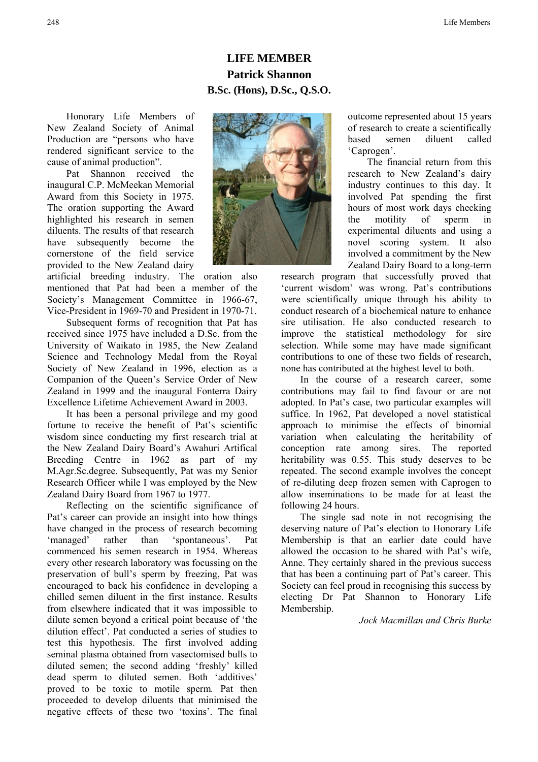# LIFE MEMBER

## Patrick Shannon

### B.Sc. (Hons), D.Sc., Q.S.O.

Honorary Life Members of New Zealand Society of Animal Production are "persons who have rendered significant service to the cause of animal production".

Pat Shannon received the inaugural C.P. McMeekan Memorial Award from this Society in 1975. The oration supporting the Award highlighted his research in semen diluents. The results of that research have subsequently become the cornerstone of the field service provided to the New Zealand dairy artificial breeding industry. The oration also mentioned that Pat had been a member of the Society's Management Committee in 1966-67, Vice-President in 1969-70 and President in 1970-71.

Subsequent forms of recognition that Pat has received since 1975 have included a D.Sc. from the University of Waikato in 1985, the New Zealand Science and Technology Medal from the Royal Society of New Zealand in 1996, election as a Companion of the Queen's Service Order of New Zealand in 1999 and the inaugural Fonterra Dairy Excellence Lifetime Achievement Award in 2003.

It has been a personal privilege and my good fortune to receive the benefit of Pat's scientific wisdom since conducting my first research trial at the New Zealand Dairy Board's Awahuri Artifical Breeding Centre in 1962 as part of my M.Agr.Sc.degree. Subsequently, Pat was my Senior Research Officer while I was employed by the New Zealand Dairy Board from 1967 to 1977.

Reflecting on the scientific significance of Pat's career can provide an insight into how things have changed in the process of research becoming 'managed' rather than 'spontaneous'. Pat commenced his semen research in 1954. Whereas every other research laboratory was focussing on the preservation of bull's sperm by freezing, Pat was encouraged to back his confidence in developing a chilled semen diluent in the first instance. Results from elsewhere indicated that it was impossible to dilute semen beyond a critical point because of 'the dilution effect'. Pat conducted a series of studies to test this hypothesis. The first involved adding seminal plasma obtained from vasectomised bulls to diluted semen; the second adding 'freshly' killed dead sperm to diluted semen. Both 'additives' proved to be toxic to motile sperm. Pat then proceeded to develop diluents that minimised the negative effects of these two 'toxins'. The final outcome represented about 15 years of research to create a scientifically based semen diluent called 'Caprogen'.

The financial return from this research to New Zealand's dairy industry continues to this day. It involved Pat spending the first hours of most work days checking the motility of sperm in experimental diluents and using a novel scoring system. It also involved a commitment by the New Zealand Dairy Board to a long-term research program that successfully proved that 'current wisdom' was wrong. Pat's contributions were scientifically unique through his ability to conduct research of a biochemical nature to enhance sire utilisation. He also conducted research to improve the statistical methodology for sire selection. While some may have made significant contributions to one of these two fields of research, none has contributed at the highest level to both.

In the course of a research career, some contributions may fail to find favour or are not adopted. In Pat's case, two particular examples will suffice. In 1962, Pat developed a novel statistical approach to minimise the effects of binomial variation when calculating the heritability of conception rate among sires. The reported heritability was 0.55. This study deserves to be repeated. The second example involves the concept of re-diluting deep frozen semen with Caprogen to allow inseminations to be made for at least the following 24 hours.

The single sad note in not recognising the deserving nature of Pat's election to Honorary Life Membership is that an earlier date could have allowed the occasion to be shared with Pat's wife, Anne. They certainly shared in the previous success that has been a continuing part of Pat's career. This Society can feel proud in recognising this success by electing Dr Pat Shannon to Honorary Life Membership.

*Jock Macmillan and Chris Burke*